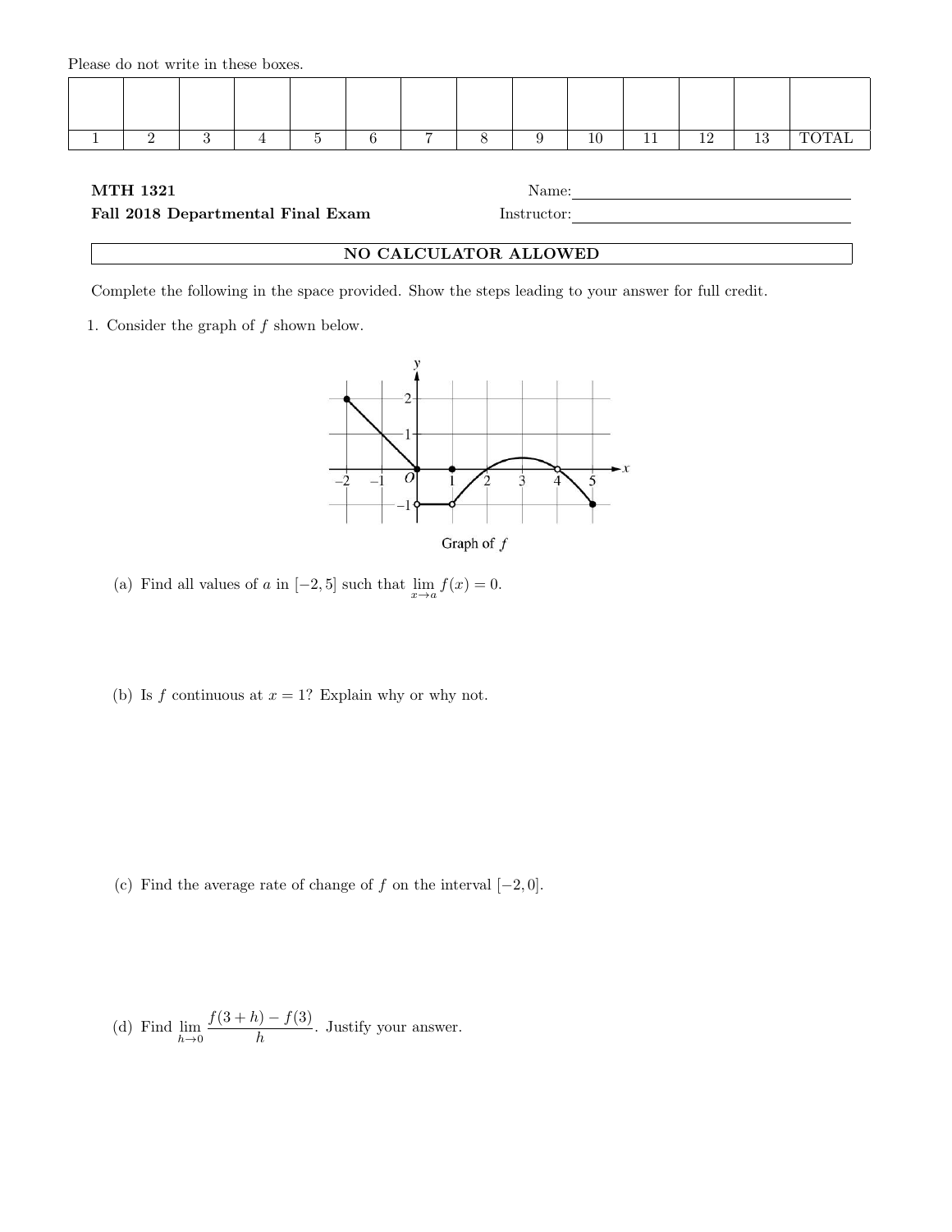Please do not write in these boxes.

| | | | | | | | | | | | | | |
|---|---|---|---|---|---|---|---|---|---|---|---|---|---|
| 1 | 2 | 3 | 4 | 5 | 6 | 7 | 8 | 9 | 10 | 11 | 12 | 13 | TOTAL |

**MTH 1321** Name:\_\_\_\_\_\_\_\_\_\_\_\_\_\_\_\_\_\_\_\_

**Fall 2018 Departmental Final Exam** Instructor:\_\_\_\_\_\_\_\_\_\_\_\_\_\_\_\_\_\_\_\_

**NO CALCULATOR ALLOWED**

Complete the following in the space provided. Show the steps leading to your answer for full credit.

1. Consider the graph of $f$ shown below.

Graph of $f$

(a) Find all values of $a$ in $[-2, 5]$ such that $\lim_{x \to a} f(x) = 0$.

(b) Is $f$ continuous at $x = 1$? Explain why or why not.

(c) Find the average rate of change of $f$ on the interval $[-2, 0]$.

(d) Find $\lim_{h \to 0} \dfrac{f(3+h) - f(3)}{h}$. Justify your answer.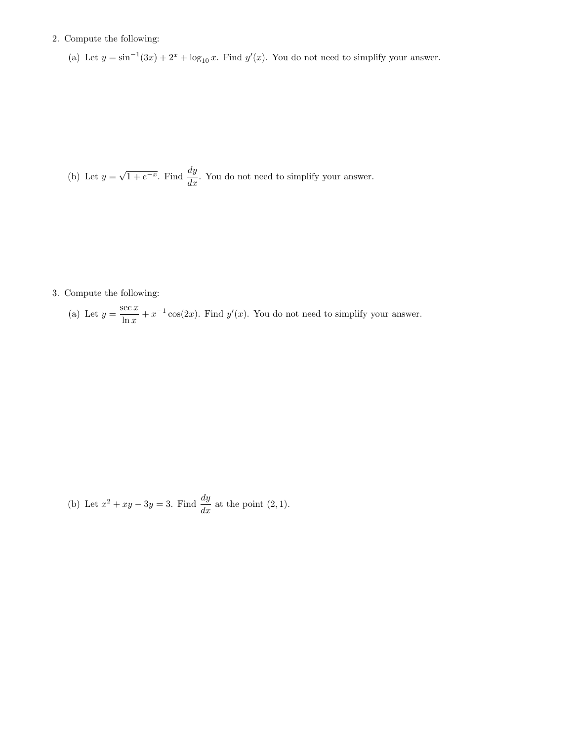2. Compute the following:

   (a) Let $y = \sin^{-1}(3x) + 2^x + \log_{10} x$. Find $y'(x)$. You do not need to simplify your answer.

   (b) Let $y = \sqrt{1 + e^{-x}}$. Find $\dfrac{dy}{dx}$. You do not need to simplify your answer.

3. Compute the following:

   (a) Let $y = \dfrac{\sec x}{\ln x} + x^{-1}\cos(2x)$. Find $y'(x)$. You do not need to simplify your answer.

   (b) Let $x^2 + xy - 3y = 3$. Find $\dfrac{dy}{dx}$ at the point $(2, 1)$.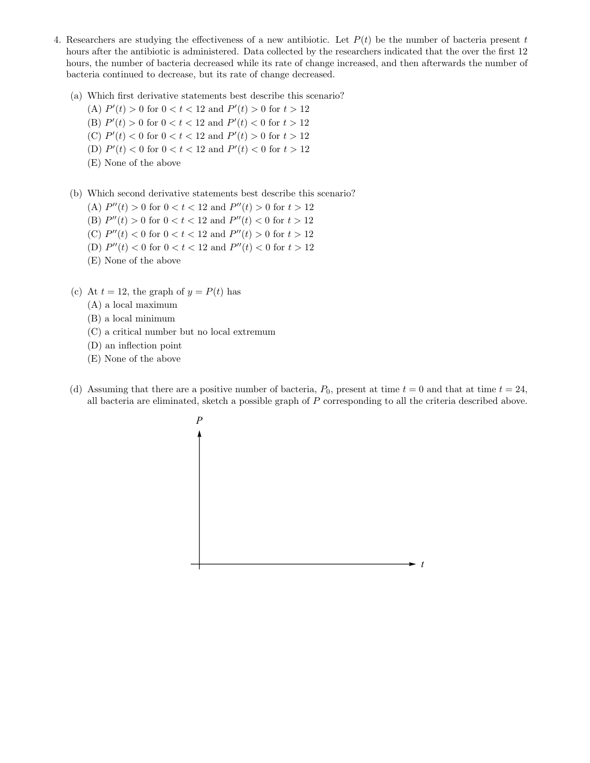4. Researchers are studying the effectiveness of a new antibiotic. Let $P(t)$ be the number of bacteria present $t$ hours after the antibiotic is administered. Data collected by the researchers indicated that the over the first 12 hours, the number of bacteria decreased while its rate of change increased, and then afterwards the number of bacteria continued to decrease, but its rate of change decreased.

   (a) Which first derivative statements best describe this scenario?
   (A) $P'(t) > 0$ for $0 < t < 12$ and $P'(t) > 0$ for $t > 12$
   (B) $P'(t) > 0$ for $0 < t < 12$ and $P'(t) < 0$ for $t > 12$
   (C) $P'(t) < 0$ for $0 < t < 12$ and $P'(t) > 0$ for $t > 12$
   (D) $P'(t) < 0$ for $0 < t < 12$ and $P'(t) < 0$ for $t > 12$
   (E) None of the above

   (b) Which second derivative statements best describe this scenario?
   (A) $P''(t) > 0$ for $0 < t < 12$ and $P''(t) > 0$ for $t > 12$
   (B) $P''(t) > 0$ for $0 < t < 12$ and $P''(t) < 0$ for $t > 12$
   (C) $P''(t) < 0$ for $0 < t < 12$ and $P''(t) > 0$ for $t > 12$
   (D) $P''(t) < 0$ for $0 < t < 12$ and $P''(t) < 0$ for $t > 12$
   (E) None of the above

   (c) At $t = 12$, the graph of $y = P(t)$ has
   (A) a local maximum
   (B) a local minimum
   (C) a critical number but no local extremum
   (D) an inflection point
   (E) None of the above

   (d) Assuming that there are a positive number of bacteria, $P_0$, present at time $t = 0$ and that at time $t = 24$, all bacteria are eliminated, sketch a possible graph of $P$ corresponding to all the criteria described above.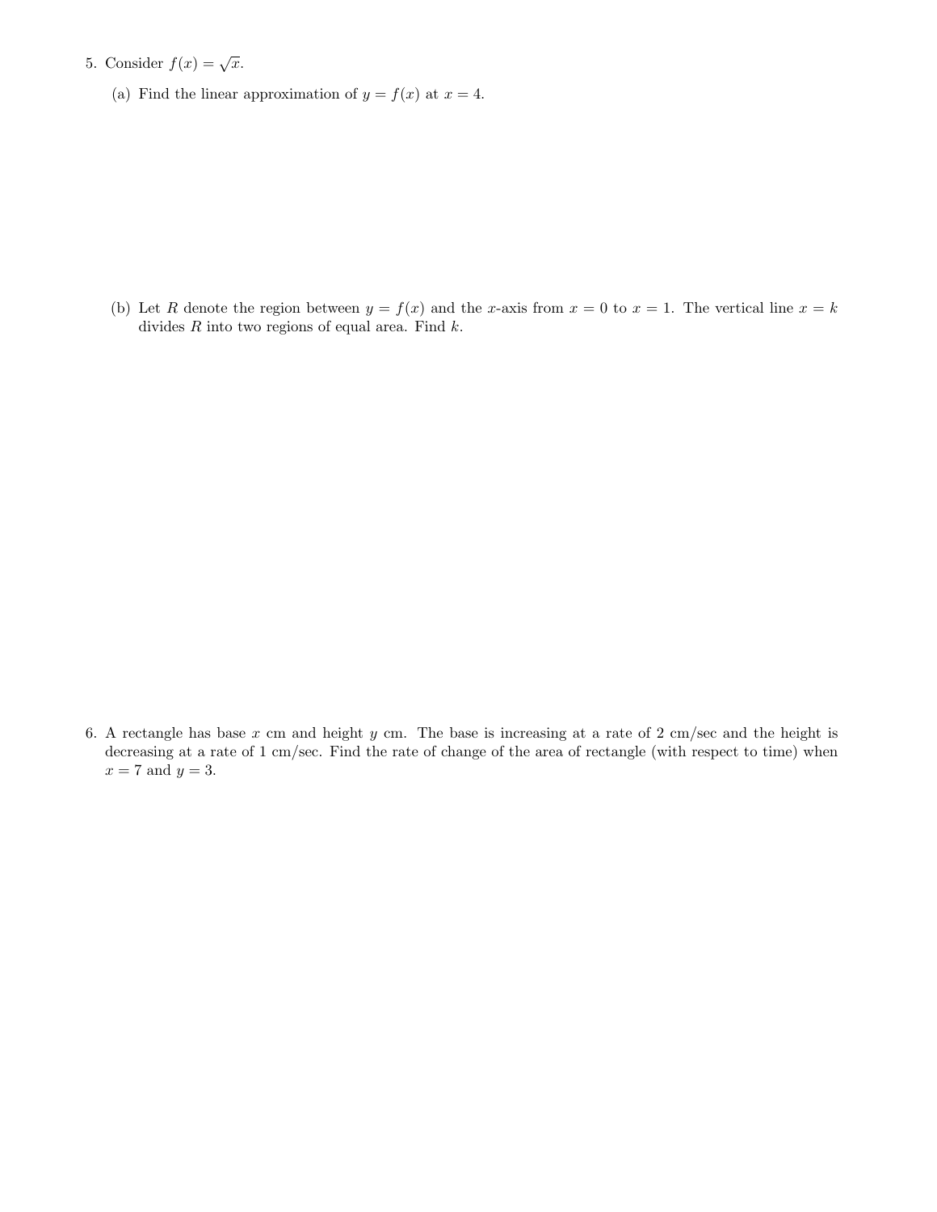5. Consider $f(x) = \sqrt{x}$.

   (a) Find the linear approximation of $y = f(x)$ at $x = 4$.

   (b) Let $R$ denote the region between $y = f(x)$ and the $x$-axis from $x = 0$ to $x = 1$. The vertical line $x = k$ divides $R$ into two regions of equal area. Find $k$.

6. A rectangle has base $x$ cm and height $y$ cm. The base is increasing at a rate of 2 cm/sec and the height is decreasing at a rate of 1 cm/sec. Find the rate of change of the area of rectangle (with respect to time) when $x = 7$ and $y = 3$.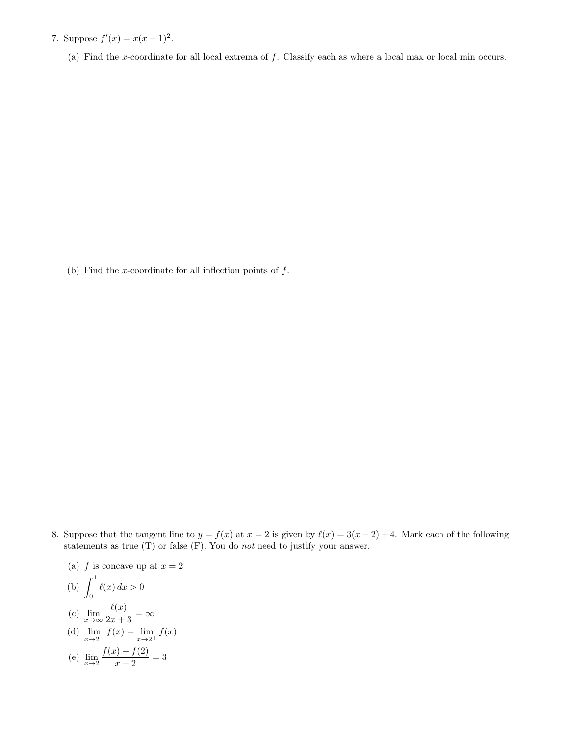7. Suppose $f'(x) = x(x-1)^2$.

   (a) Find the $x$-coordinate for all local extrema of $f$. Classify each as where a local max or local min occurs.

   (b) Find the $x$-coordinate for all inflection points of $f$.

8. Suppose that the tangent line to $y = f(x)$ at $x = 2$ is given by $\ell(x) = 3(x-2)+4$. Mark each of the following statements as true (T) or false (F). You do *not* need to justify your answer.

   (a) $f$ is concave up at $x = 2$

   (b) $\displaystyle\int_0^1 \ell(x)\,dx > 0$

   (c) $\displaystyle\lim_{x\to\infty} \frac{\ell(x)}{2x+3} = \infty$

   (d) $\displaystyle\lim_{x\to 2^-} f(x) = \lim_{x\to 2^+} f(x)$

   (e) $\displaystyle\lim_{x\to 2} \frac{f(x)-f(2)}{x-2} = 3$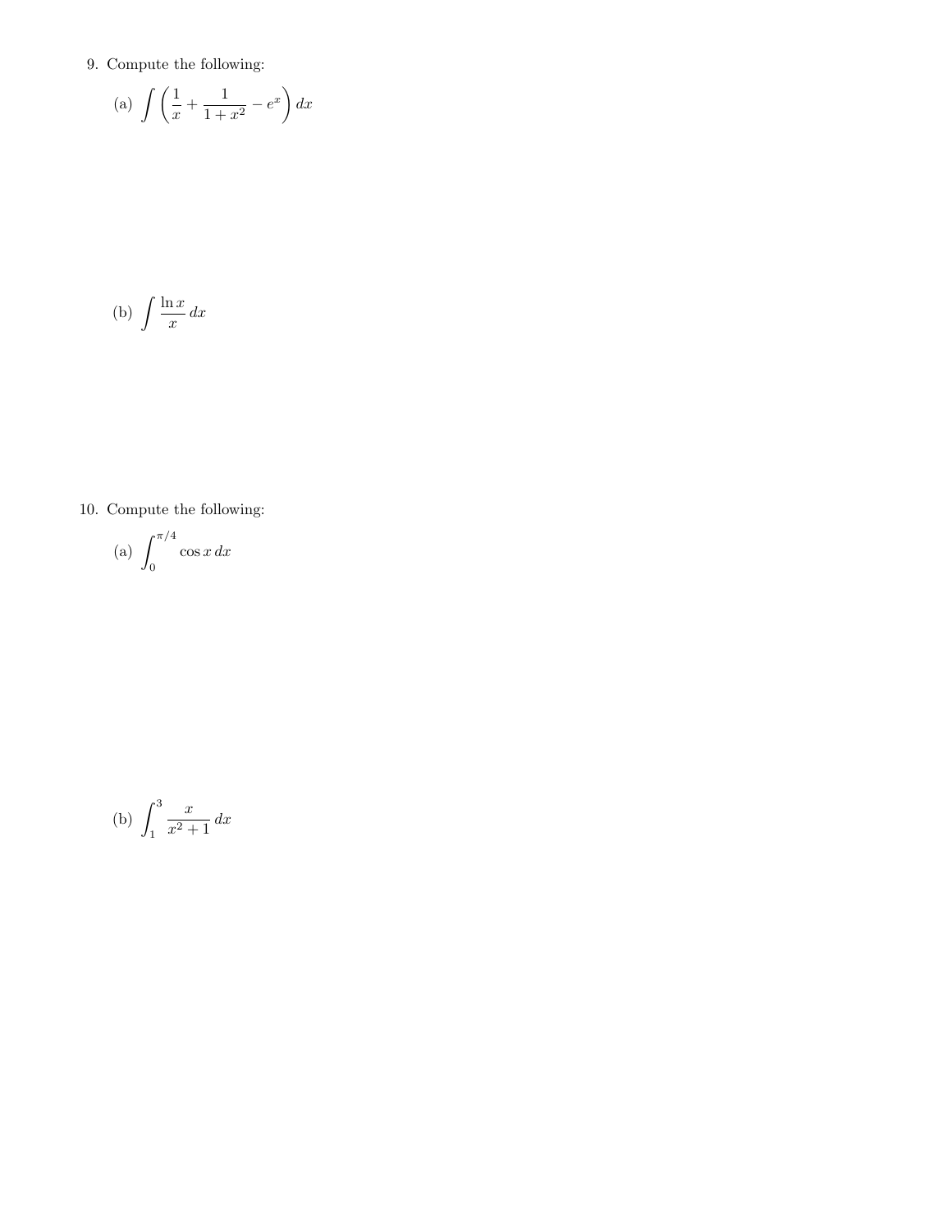9. Compute the following:

   (a) $\displaystyle\int \left( \frac{1}{x} + \frac{1}{1+x^2} - e^x \right) dx$

   (b) $\displaystyle\int \frac{\ln x}{x}\, dx$

10. Compute the following:

   (a) $\displaystyle\int_0^{\pi/4} \cos x\, dx$

   (b) $\displaystyle\int_1^3 \frac{x}{x^2+1}\, dx$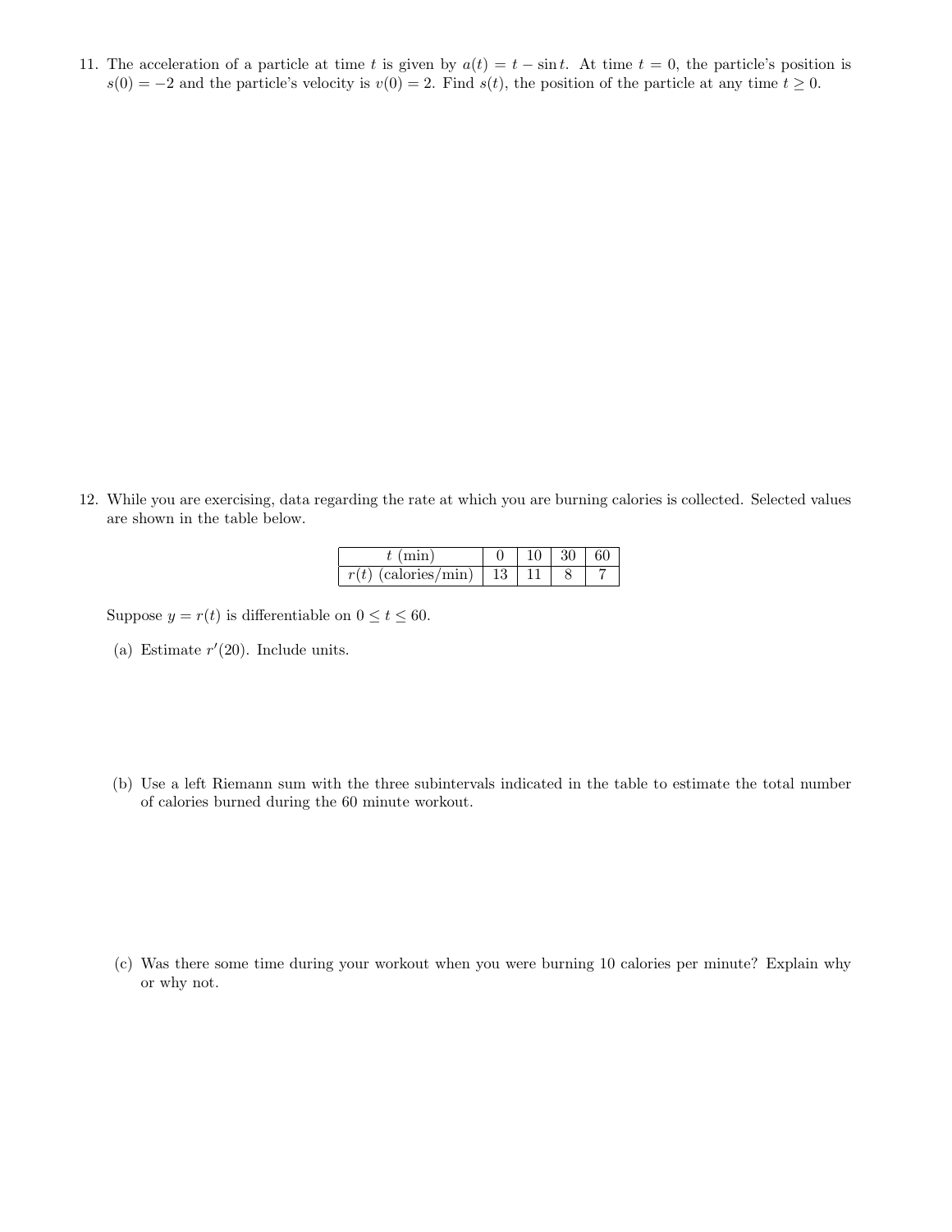11. The acceleration of a particle at time $t$ is given by $a(t) = t - \sin t$. At time $t = 0$, the particle's position is $s(0) = -2$ and the particle's velocity is $v(0) = 2$. Find $s(t)$, the position of the particle at any time $t \geq 0$.

12. While you are exercising, data regarding the rate at which you are burning calories is collected. Selected values are shown in the table below.

| $t$ (min) | 0 | 10 | 30 | 60 |
|---|---|---|---|---|
| $r(t)$ (calories/min) | 13 | 11 | 8 | 7 |

Suppose $y = r(t)$ is differentiable on $0 \leq t \leq 60$.

(a) Estimate $r'(20)$. Include units.

(b) Use a left Riemann sum with the three subintervals indicated in the table to estimate the total number of calories burned during the 60 minute workout.

(c) Was there some time during your workout when you were burning 10 calories per minute? Explain why or why not.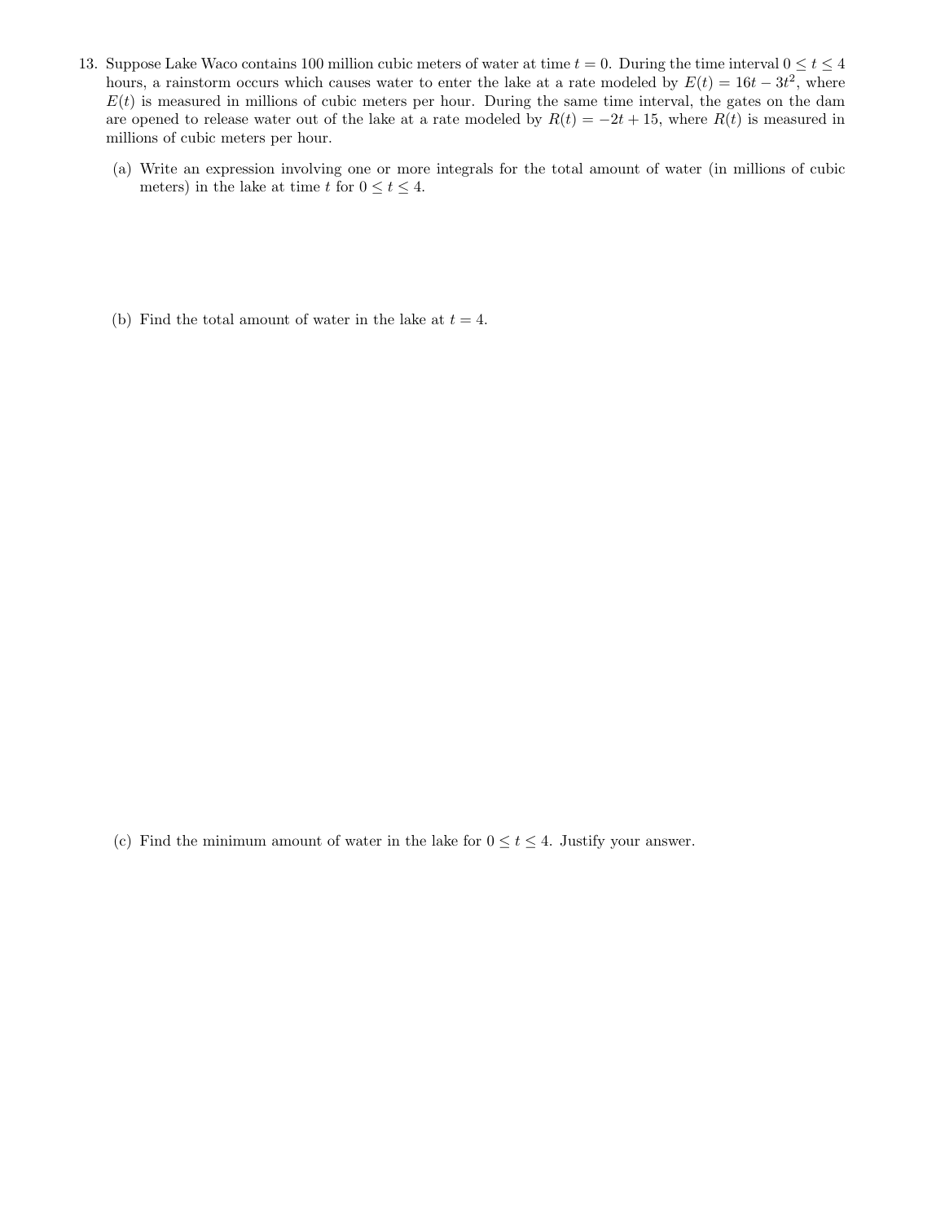13. Suppose Lake Waco contains 100 million cubic meters of water at time $t = 0$. During the time interval $0 \leq t \leq 4$ hours, a rainstorm occurs which causes water to enter the lake at a rate modeled by $E(t) = 16t - 3t^2$, where $E(t)$ is measured in millions of cubic meters per hour. During the same time interval, the gates on the dam are opened to release water out of the lake at a rate modeled by $R(t) = -2t + 15$, where $R(t)$ is measured in millions of cubic meters per hour.

   (a) Write an expression involving one or more integrals for the total amount of water (in millions of cubic meters) in the lake at time $t$ for $0 \leq t \leq 4$.

   (b) Find the total amount of water in the lake at $t = 4$.

   (c) Find the minimum amount of water in the lake for $0 \leq t \leq 4$. Justify your answer.